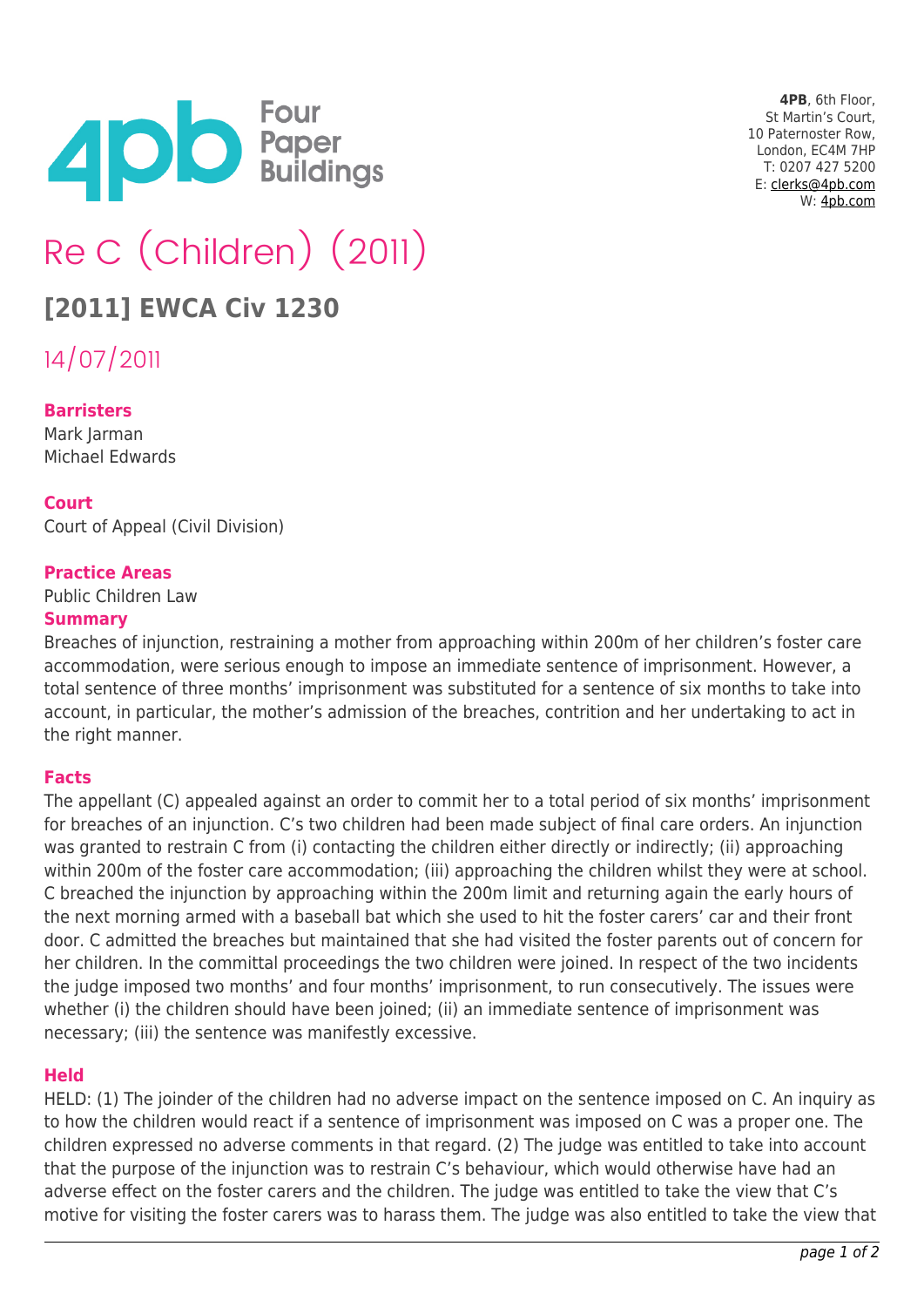4PB, 6th Floor,
St Martin's Court,
10 Paternoster Row,
London, EC4M 7HP
T: 0207 427 5200
E: clerks@4pb.com
W: 4pb.com

# Re C (Children) (2011)

## [2011] EWCA Civ 1230

14/07/2011

### Barristers

Mark Jarman
Michael Edwards

### Court

Court of Appeal (Civil Division)

### Practice Areas

Public Children Law

### Summary

Breaches of injunction, restraining a mother from approaching within 200m of her children's foster care accommodation, were serious enough to impose an immediate sentence of imprisonment. However, a total sentence of three months' imprisonment was substituted for a sentence of six months to take into account, in particular, the mother's admission of the breaches, contrition and her undertaking to act in the right manner.

### Facts

The appellant (C) appealed against an order to commit her to a total period of six months' imprisonment for breaches of an injunction. C's two children had been made subject of final care orders. An injunction was granted to restrain C from (i) contacting the children either directly or indirectly; (ii) approaching within 200m of the foster care accommodation; (iii) approaching the children whilst they were at school. C breached the injunction by approaching within the 200m limit and returning again the early hours of the next morning armed with a baseball bat which she used to hit the foster carers' car and their front door. C admitted the breaches but maintained that she had visited the foster parents out of concern for her children. In the committal proceedings the two children were joined. In respect of the two incidents the judge imposed two months' and four months' imprisonment, to run consecutively. The issues were whether (i) the children should have been joined; (ii) an immediate sentence of imprisonment was necessary; (iii) the sentence was manifestly excessive.

### Held

HELD: (1) The joinder of the children had no adverse impact on the sentence imposed on C. An inquiry as to how the children would react if a sentence of imprisonment was imposed on C was a proper one. The children expressed no adverse comments in that regard. (2) The judge was entitled to take into account that the purpose of the injunction was to restrain C's behaviour, which would otherwise have had an adverse effect on the foster carers and the children. The judge was entitled to take the view that C's motive for visiting the foster carers was to harass them. The judge was also entitled to take the view that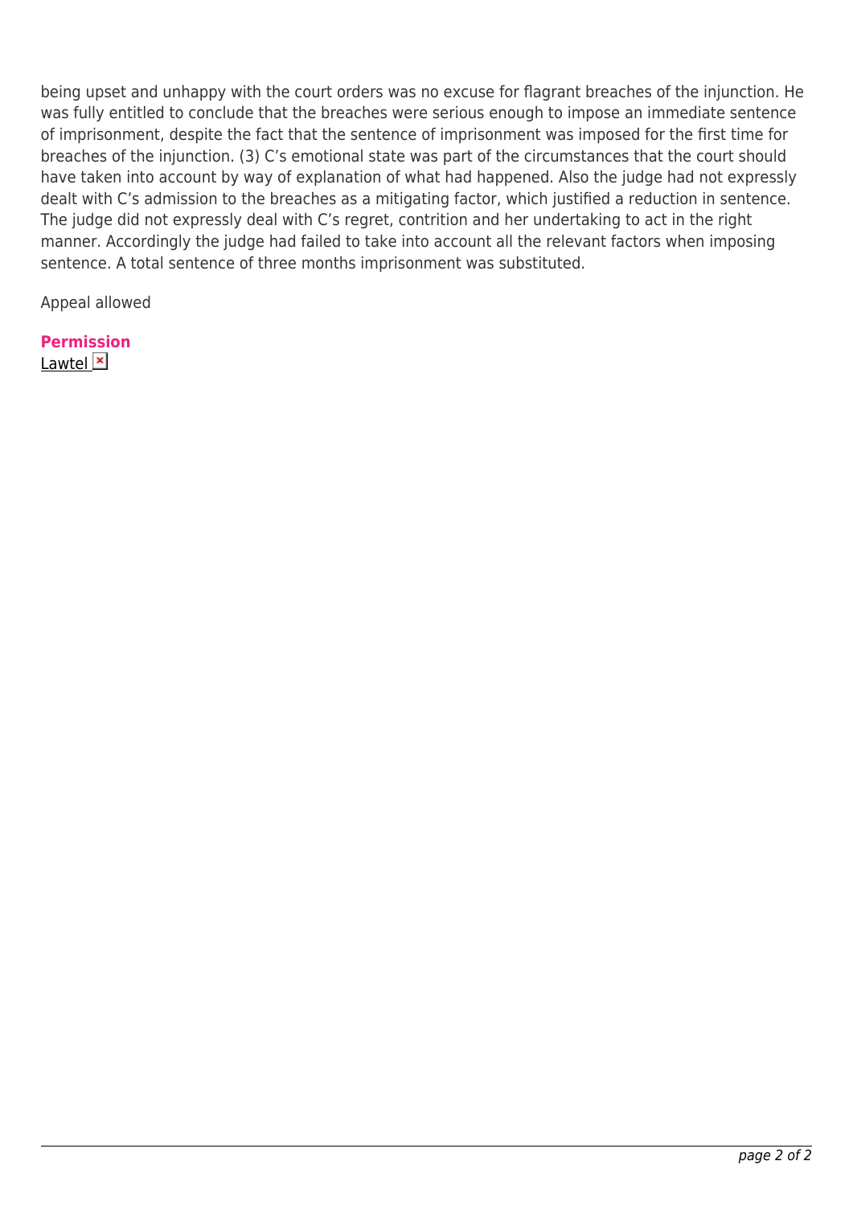being upset and unhappy with the court orders was no excuse for flagrant breaches of the injunction. He was fully entitled to conclude that the breaches were serious enough to impose an immediate sentence of imprisonment, despite the fact that the sentence of imprisonment was imposed for the first time for breaches of the injunction. (3) C's emotional state was part of the circumstances that the court should have taken into account by way of explanation of what had happened. Also the judge had not expressly dealt with C's admission to the breaches as a mitigating factor, which justified a reduction in sentence. The judge did not expressly deal with C's regret, contrition and her undertaking to act in the right manner. Accordingly the judge had failed to take into account all the relevant factors when imposing sentence. A total sentence of three months imprisonment was substituted.

Appeal allowed

**Permission**

Lawtel